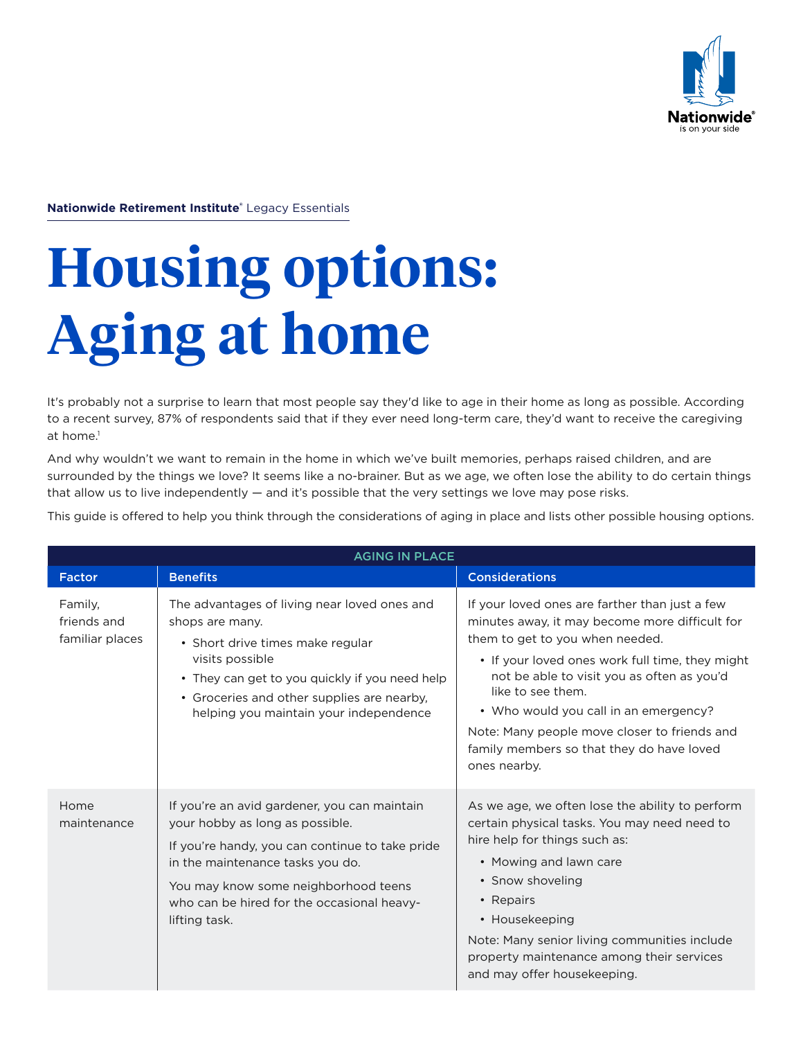**Nationwide Retirement Institute**® Legacy Essentials

# Housing options: Aging at home

It's probably not a surprise to learn that most people say they'd like to age in their home as long as possible. According to a recent survey, 87% of respondents said that if they ever need long-term care, they'd want to receive the caregiving at home.[1]

And why wouldn't we want to remain in the home in which we've built memories, perhaps raised children, and are surrounded by the things we love? It seems like a no-brainer. But as we age, we often lose the ability to do certain things that allow us to live independently — and it's possible that the very settings we love may pose risks.

This guide is offered to help you think through the considerations of aging in place and lists other possible housing options.

| AGING IN PLACE | | |
|---|---|---|
| **Factor** | **Benefits** | **Considerations** |
| Family, friends and familiar places | The advantages of living near loved ones and shops are many.<br>• Short drive times make regular visits possible<br>• They can get to you quickly if you need help<br>• Groceries and other supplies are nearby, helping you maintain your independence | If your loved ones are farther than just a few minutes away, it may become more difficult for them to get to you when needed.<br>• If your loved ones work full time, they might not be able to visit you as often as you'd like to see them.<br>• Who would you call in an emergency?<br>Note: Many people move closer to friends and family members so that they do have loved ones nearby. |
| Home maintenance | If you're an avid gardener, you can maintain your hobby as long as possible.<br>If you're handy, you can continue to take pride in the maintenance tasks you do.<br>You may know some neighborhood teens who can be hired for the occasional heavy-lifting task. | As we age, we often lose the ability to perform certain physical tasks. You may need need to hire help for things such as:<br>• Mowing and lawn care<br>• Snow shoveling<br>• Repairs<br>• Housekeeping<br>Note: Many senior living communities include property maintenance among their services and may offer housekeeping. |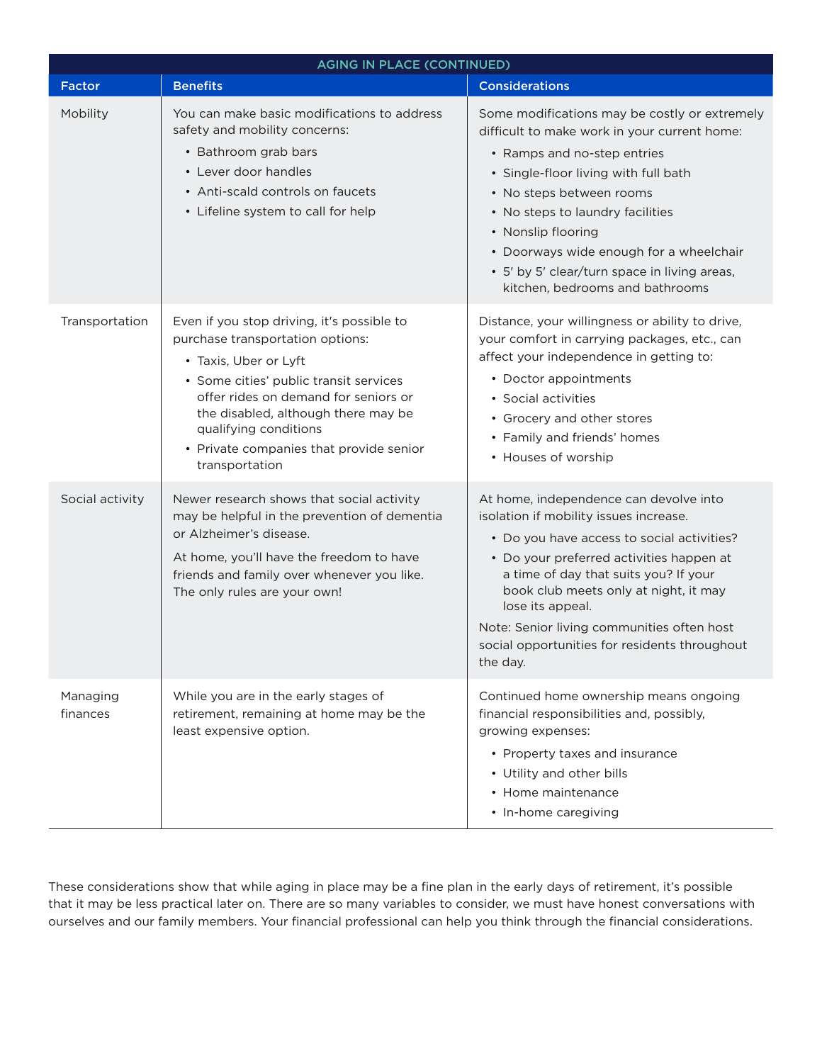| AGING IN PLACE (CONTINUED) | | |
|---|---|---|
| **Factor** | **Benefits** | **Considerations** |
| Mobility | You can make basic modifications to address safety and mobility concerns:<br>• Bathroom grab bars<br>• Lever door handles<br>• Anti-scald controls on faucets<br>• Lifeline system to call for help | Some modifications may be costly or extremely difficult to make work in your current home:<br>• Ramps and no-step entries<br>• Single-floor living with full bath<br>• No steps between rooms<br>• No steps to laundry facilities<br>• Nonslip flooring<br>• Doorways wide enough for a wheelchair<br>• 5′ by 5′ clear/turn space in living areas, kitchen, bedrooms and bathrooms |
| Transportation | Even if you stop driving, it's possible to purchase transportation options:<br>• Taxis, Uber or Lyft<br>• Some cities' public transit services offer rides on demand for seniors or the disabled, although there may be qualifying conditions<br>• Private companies that provide senior transportation | Distance, your willingness or ability to drive, your comfort in carrying packages, etc., can affect your independence in getting to:<br>• Doctor appointments<br>• Social activities<br>• Grocery and other stores<br>• Family and friends' homes<br>• Houses of worship |
| Social activity | Newer research shows that social activity may be helpful in the prevention of dementia or Alzheimer's disease.<br>At home, you'll have the freedom to have friends and family over whenever you like. The only rules are your own! | At home, independence can devolve into isolation if mobility issues increase.<br>• Do you have access to social activities?<br>• Do your preferred activities happen at a time of day that suits you? If your book club meets only at night, it may lose its appeal.<br>Note: Senior living communities often host social opportunities for residents throughout the day. |
| Managing finances | While you are in the early stages of retirement, remaining at home may be the least expensive option. | Continued home ownership means ongoing financial responsibilities and, possibly, growing expenses:<br>• Property taxes and insurance<br>• Utility and other bills<br>• Home maintenance<br>• In-home caregiving |

These considerations show that while aging in place may be a fine plan in the early days of retirement, it's possible that it may be less practical later on. There are so many variables to consider, we must have honest conversations with ourselves and our family members. Your financial professional can help you think through the financial considerations.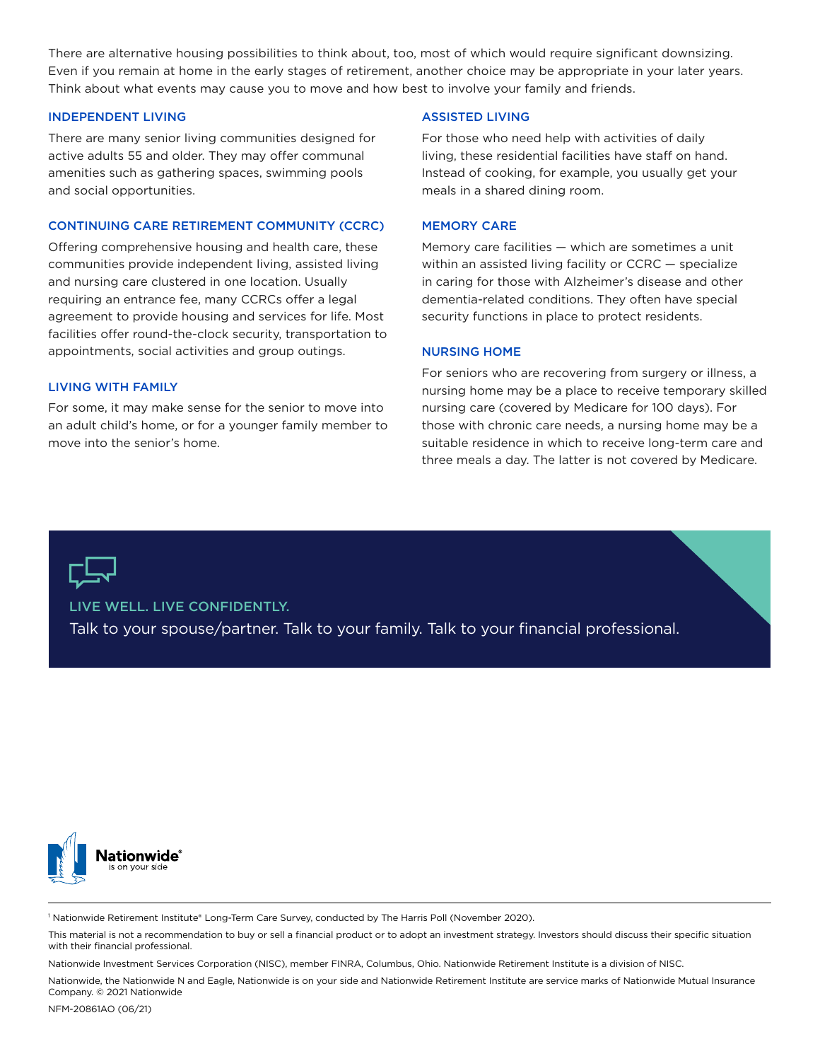There are alternative housing possibilities to think about, too, most of which would require significant downsizing. Even if you remain at home in the early stages of retirement, another choice may be appropriate in your later years. Think about what events may cause you to move and how best to involve your family and friends.

### INDEPENDENT LIVING

There are many senior living communities designed for active adults 55 and older. They may offer communal amenities such as gathering spaces, swimming pools and social opportunities.

### CONTINUING CARE RETIREMENT COMMUNITY (CCRC)

Offering comprehensive housing and health care, these communities provide independent living, assisted living and nursing care clustered in one location. Usually requiring an entrance fee, many CCRCs offer a legal agreement to provide housing and services for life. Most facilities offer round-the-clock security, transportation to appointments, social activities and group outings.

### LIVING WITH FAMILY

For some, it may make sense for the senior to move into an adult child's home, or for a younger family member to move into the senior's home.

### ASSISTED LIVING

For those who need help with activities of daily living, these residential facilities have staff on hand. Instead of cooking, for example, you usually get your meals in a shared dining room.

### MEMORY CARE

Memory care facilities — which are sometimes a unit within an assisted living facility or CCRC — specialize in caring for those with Alzheimer's disease and other dementia-related conditions. They often have special security functions in place to protect residents.

### NURSING HOME

For seniors who are recovering from surgery or illness, a nursing home may be a place to receive temporary skilled nursing care (covered by Medicare for 100 days). For those with chronic care needs, a nursing home may be a suitable residence in which to receive long-term care and three meals a day. The latter is not covered by Medicare.

**LIVE WELL. LIVE CONFIDENTLY.**

Talk to your spouse/partner. Talk to your family. Talk to your financial professional.

Nationwide® is on your side

[1] Nationwide Retirement Institute® Long-Term Care Survey, conducted by The Harris Poll (November 2020).

This material is not a recommendation to buy or sell a financial product or to adopt an investment strategy. Investors should discuss their specific situation with their financial professional.

Nationwide Investment Services Corporation (NISC), member FINRA, Columbus, Ohio. Nationwide Retirement Institute is a division of NISC.

Nationwide, the Nationwide N and Eagle, Nationwide is on your side and Nationwide Retirement Institute are service marks of Nationwide Mutual Insurance Company. © 2021 Nationwide

NFM-20861AO (06/21)